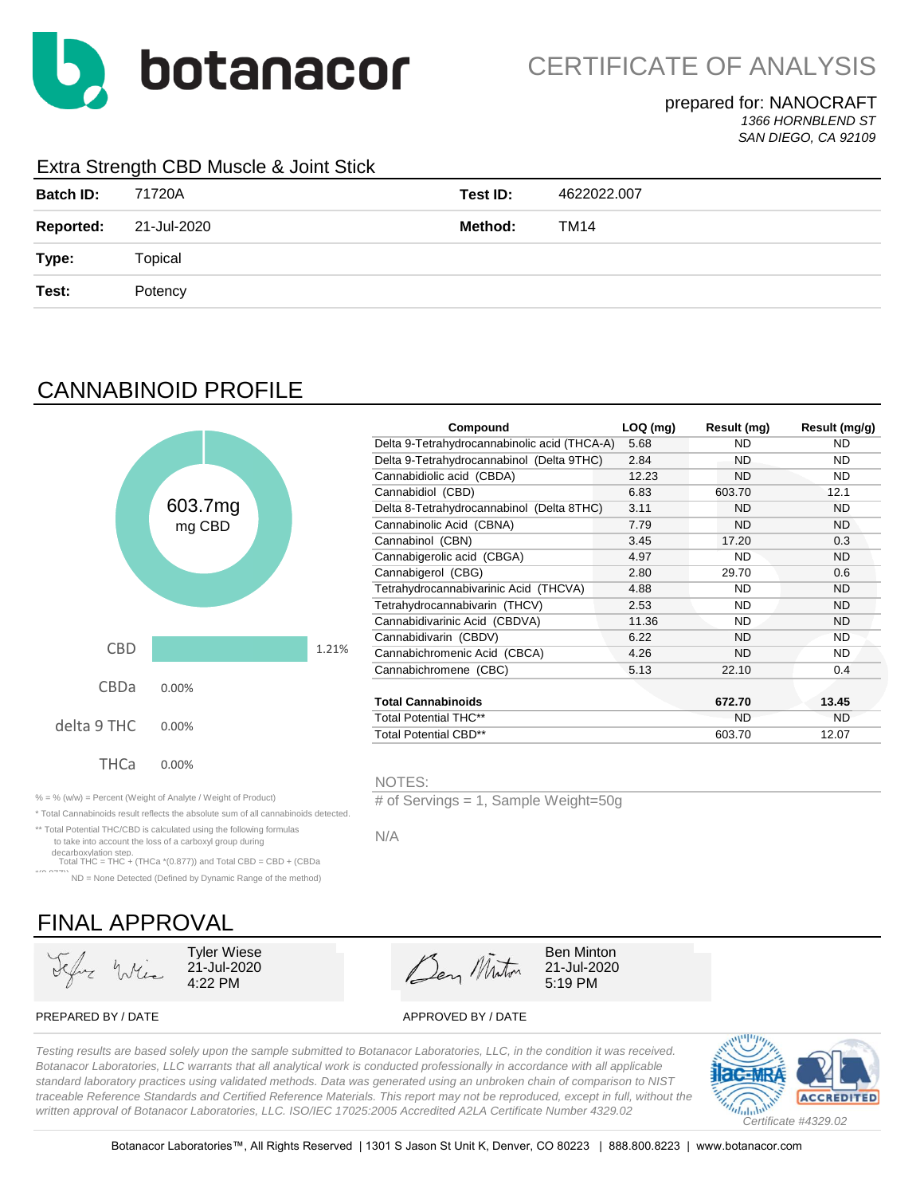# CERTIFICATE OF ANALYSIS

prepared for: NANOCRAFT
*1366 HORNBLEND ST*
*SAN DIEGO, CA 92109*

## Extra Strength CBD Muscle & Joint Stick

| | | | |
|---|---|---|---|
| **Batch ID:** | 71720A | **Test ID:** | 4622022.007 |
| **Reported:** | 21-Jul-2020 | **Method:** | TM14 |
| **Type:** | Topical | | |
| **Test:** | Potency | | |

## CANNABINOID PROFILE

603.7mg
mg CBD

| | |
|---|---|
| CBD | 1.21% |
| CBDa | 0.00% |
| delta 9 THC | 0.00% |
| THCa | 0.00% |

| Compound | LOQ (mg) | Result (mg) | Result (mg/g) |
|---|---|---|---|
| Delta 9-Tetrahydrocannabinolic acid (THCA-A) | 5.68 | ND | ND |
| Delta 9-Tetrahydrocannabinol (Delta 9THC) | 2.84 | ND | ND |
| Cannabidiolic acid (CBDA) | 12.23 | ND | ND |
| Cannabidiol (CBD) | 6.83 | 603.70 | 12.1 |
| Delta 8-Tetrahydrocannabinol (Delta 8THC) | 3.11 | ND | ND |
| Cannabinolic Acid (CBNA) | 7.79 | ND | ND |
| Cannabinol (CBN) | 3.45 | 17.20 | 0.3 |
| Cannabigerolic acid (CBGA) | 4.97 | ND | ND |
| Cannabigerol (CBG) | 2.80 | 29.70 | 0.6 |
| Tetrahydrocannabivarinic Acid (THCVA) | 4.88 | ND | ND |
| Tetrahydrocannabivarin (THCV) | 2.53 | ND | ND |
| Cannabidivarinic Acid (CBDVA) | 11.36 | ND | ND |
| Cannabidivarin (CBDV) | 6.22 | ND | ND |
| Cannabichromenic Acid (CBCA) | 4.26 | ND | ND |
| Cannabichromene (CBC) | 5.13 | 22.10 | 0.4 |
| **Total Cannabinoids** | | **672.70** | **13.45** |
| Total Potential THC** | | ND | ND |
| Total Potential CBD** | | 603.70 | 12.07 |

% = % (w/w) = Percent (Weight of Analyte / Weight of Product)

* Total Cannabinoids result reflects the absolute sum of all cannabinoids detected.

** Total Potential THC/CBD is calculated using the following formulas to take into account the loss of a carboxyl group during decarboxylation step.
Total THC = THC + (THCa *(0.877)) and Total CBD = CBD + (CBDa *(0.877))

ND = None Detected (Defined by Dynamic Range of the method)

NOTES:

# of Servings = 1, Sample Weight=50g

N/A

## FINAL APPROVAL

| PREPARED BY / DATE | APPROVED BY / DATE |
|---|---|
| Tyler Wiese<br>21-Jul-2020<br>4:22 PM | Ben Minton<br>21-Jul-2020<br>5:19 PM |

*Testing results are based solely upon the sample submitted to Botanacor Laboratories, LLC, in the condition it was received. Botanacor Laboratories, LLC warrants that all analytical work is conducted professionally in accordance with all applicable standard laboratory practices using validated methods. Data was generated using an unbroken chain of comparison to NIST traceable Reference Standards and Certified Reference Materials. This report may not be reproduced, except in full, without the written approval of Botanacor Laboratories, LLC. ISO/IEC 17025:2005 Accredited A2LA Certificate Number 4329.02*

ACCREDITED
*Certificate #4329.02*

Botanacor Laboratories™, All Rights Reserved | 1301 S Jason St Unit K, Denver, CO 80223 | 888.800.8223 | www.botanacor.com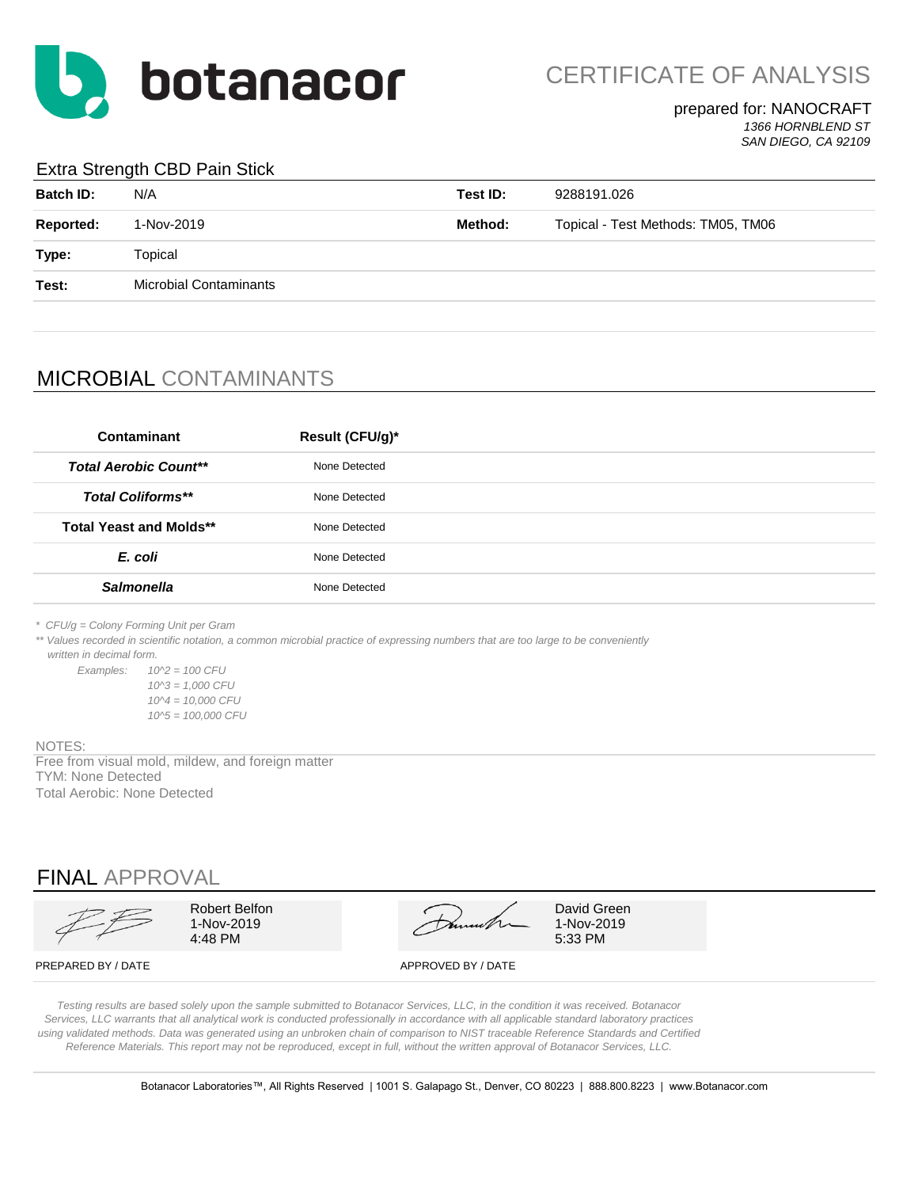botanacor

# CERTIFICATE OF ANALYSIS

prepared for: NANOCRAFT
*1366 HORNBLEND ST*
*SAN DIEGO, CA 92109*

## Extra Strength CBD Pain Stick

| | | | |
|---|---|---|---|
| **Batch ID:** | N/A | **Test ID:** | 9288191.026 |
| **Reported:** | 1-Nov-2019 | **Method:** | Topical - Test Methods: TM05, TM06 |
| **Type:** | Topical | | |
| **Test:** | Microbial Contaminants | | |

## MICROBIAL CONTAMINANTS

| Contaminant | Result (CFU/g)* |
|---|---|
| ***Total Aerobic Count**** | None Detected |
| ***Total Coliforms**** | None Detected |
| **Total Yeast and Molds**** | None Detected |
| ***E. coli*** | None Detected |
| ***Salmonella*** | None Detected |

*\* CFU/g = Colony Forming Unit per Gram*
*\*\* Values recorded in scientific notation, a common microbial practice of expressing numbers that are too large to be conveniently written in decimal form.*

*Examples:*
*10^2 = 100 CFU*
*10^3 = 1,000 CFU*
*10^4 = 10,000 CFU*
*10^5 = 100,000 CFU*

NOTES:
Free from visual mold, mildew, and foreign matter
TYM: None Detected
Total Aerobic: None Detected

## FINAL APPROVAL

| PREPARED BY / DATE | APPROVED BY / DATE |
|---|---|
| Robert Belfon<br>1-Nov-2019<br>4:48 PM | David Green<br>1-Nov-2019<br>5:33 PM |

*Testing results are based solely upon the sample submitted to Botanacor Services, LLC, in the condition it was received. Botanacor Services, LLC warrants that all analytical work is conducted professionally in accordance with all applicable standard laboratory practices using validated methods. Data was generated using an unbroken chain of comparison to NIST traceable Reference Standards and Certified Reference Materials. This report may not be reproduced, except in full, without the written approval of Botanacor Services, LLC.*

Botanacor Laboratories™, All Rights Reserved | 1001 S. Galapago St., Denver, CO 80223 | 888.800.8223 | www.Botanacor.com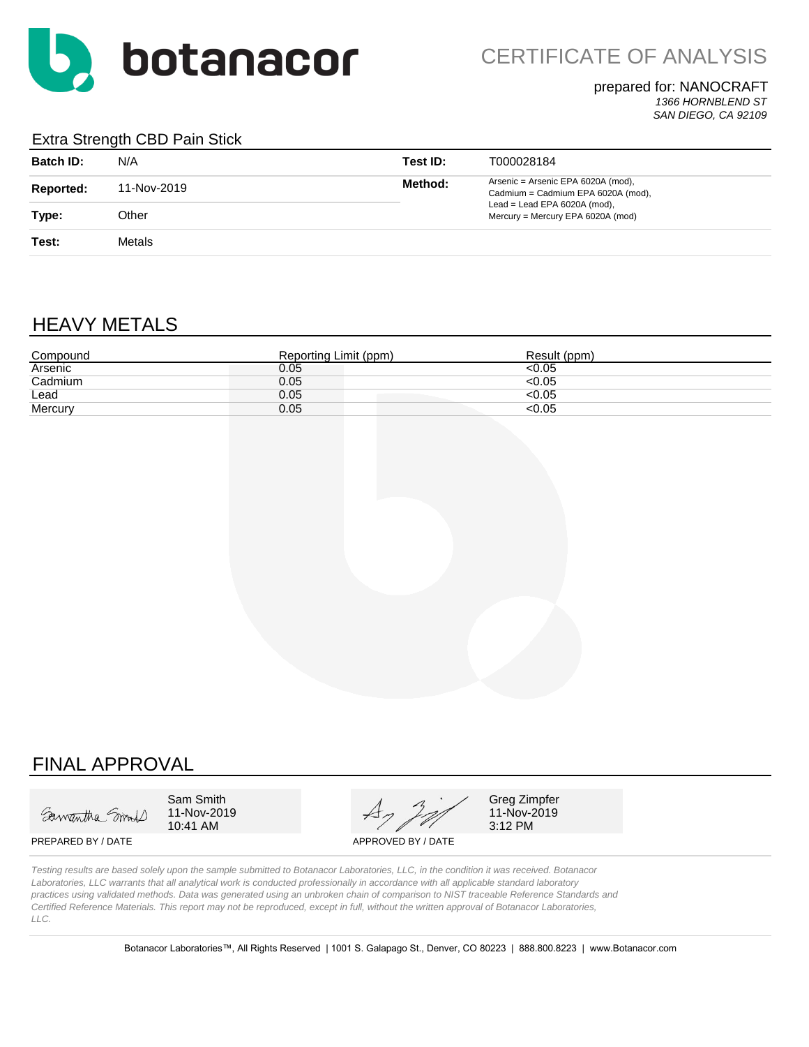botanacor

# CERTIFICATE OF ANALYSIS

prepared for: NANOCRAFT
*1366 HORNBLEND ST*
*SAN DIEGO, CA 92109*

## Extra Strength CBD Pain Stick

| | | | |
|---|---|---|---|
| **Batch ID:** | N/A | **Test ID:** | T000028184 |
| **Reported:** | 11-Nov-2019 | **Method:** | Arsenic = Arsenic EPA 6020A (mod), Cadmium = Cadmium EPA 6020A (mod), Lead = Lead EPA 6020A (mod), Mercury = Mercury EPA 6020A (mod) |
| **Type:** | Other | | |
| **Test:** | Metals | | |

## HEAVY METALS

| Compound | Reporting Limit (ppm) | Result (ppm) |
|---|---|---|
| Arsenic | 0.05 | <0.05 |
| Cadmium | 0.05 | <0.05 |
| Lead | 0.05 | <0.05 |
| Mercury | 0.05 | <0.05 |

## FINAL APPROVAL

Sam Smith
11-Nov-2019
10:41 AM

PREPARED BY / DATE

Greg Zimpfer
11-Nov-2019
3:12 PM

APPROVED BY / DATE

*Testing results are based solely upon the sample submitted to Botanacor Laboratories, LLC, in the condition it was received. Botanacor Laboratories, LLC warrants that all analytical work is conducted professionally in accordance with all applicable standard laboratory practices using validated methods. Data was generated using an unbroken chain of comparison to NIST traceable Reference Standards and Certified Reference Materials. This report may not be reproduced, except in full, without the written approval of Botanacor Laboratories, LLC.*

Botanacor Laboratories™, All Rights Reserved | 1001 S. Galapago St., Denver, CO 80223 | 888.800.8223 | www.Botanacor.com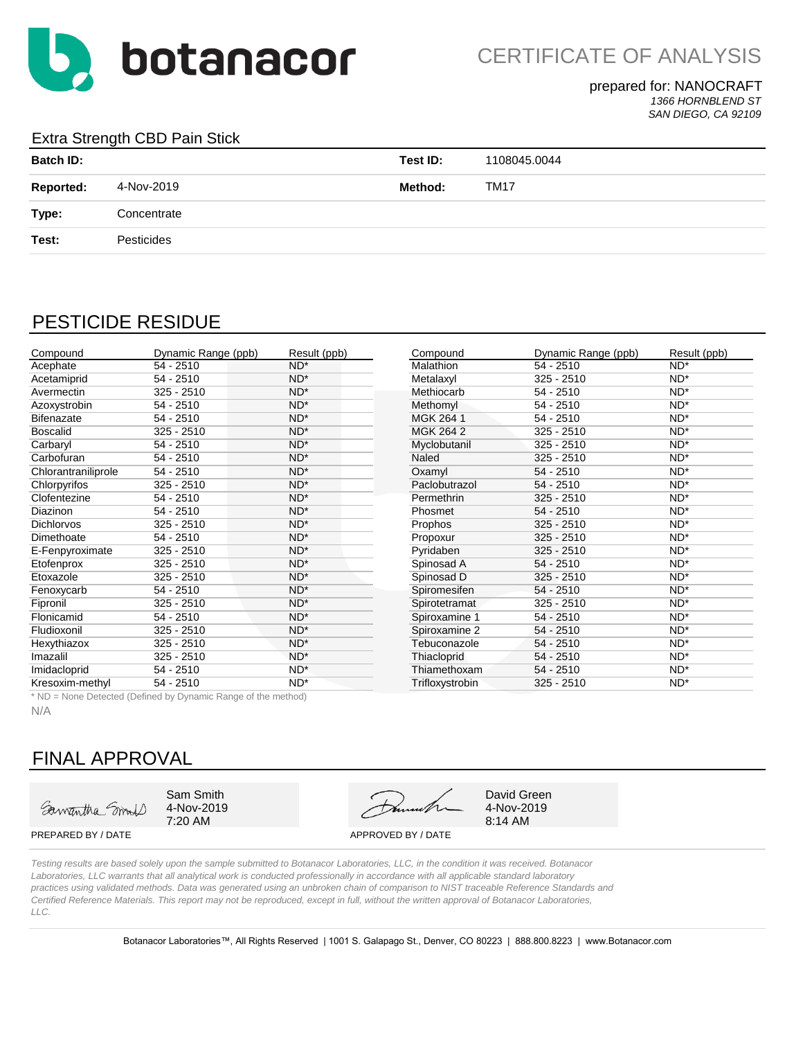# botanacor

## CERTIFICATE OF ANALYSIS

prepared for: NANOCRAFT
*1366 HORNBLEND ST*
*SAN DIEGO, CA 92109*

### Extra Strength CBD Pain Stick

| | | | |
|---|---|---|---|
| **Batch ID:** | | **Test ID:** | 1108045.0044 |
| **Reported:** | 4-Nov-2019 | **Method:** | TM17 |
| **Type:** | Concentrate | | |
| **Test:** | Pesticides | | |

## PESTICIDE RESIDUE

| Compound | Dynamic Range (ppb) | Result (ppb) |
|---|---|---|
| Acephate | 54 - 2510 | ND* |
| Acetamiprid | 54 - 2510 | ND* |
| Avermectin | 325 - 2510 | ND* |
| Azoxystrobin | 54 - 2510 | ND* |
| Bifenazate | 54 - 2510 | ND* |
| Boscalid | 325 - 2510 | ND* |
| Carbaryl | 54 - 2510 | ND* |
| Carbofuran | 54 - 2510 | ND* |
| Chlorantraniliprole | 54 - 2510 | ND* |
| Chlorpyrifos | 325 - 2510 | ND* |
| Clofentezine | 54 - 2510 | ND* |
| Diazinon | 54 - 2510 | ND* |
| Dichlorvos | 325 - 2510 | ND* |
| Dimethoate | 54 - 2510 | ND* |
| E-Fenpyroximate | 325 - 2510 | ND* |
| Etofenprox | 325 - 2510 | ND* |
| Etoxazole | 325 - 2510 | ND* |
| Fenoxycarb | 54 - 2510 | ND* |
| Fipronil | 325 - 2510 | ND* |
| Flonicamid | 54 - 2510 | ND* |
| Fludioxonil | 325 - 2510 | ND* |
| Hexythiazox | 325 - 2510 | ND* |
| Imazalil | 325 - 2510 | ND* |
| Imidacloprid | 54 - 2510 | ND* |
| Kresoxim-methyl | 54 - 2510 | ND* |
| Malathion | 54 - 2510 | ND* |
| Metalaxyl | 325 - 2510 | ND* |
| Methiocarb | 54 - 2510 | ND* |
| Methomyl | 54 - 2510 | ND* |
| MGK 264 1 | 54 - 2510 | ND* |
| MGK 264 2 | 325 - 2510 | ND* |
| Myclobutanil | 325 - 2510 | ND* |
| Naled | 325 - 2510 | ND* |
| Oxamyl | 54 - 2510 | ND* |
| Paclobutrazol | 54 - 2510 | ND* |
| Permethrin | 325 - 2510 | ND* |
| Phosmet | 54 - 2510 | ND* |
| Prophos | 325 - 2510 | ND* |
| Propoxur | 325 - 2510 | ND* |
| Pyridaben | 325 - 2510 | ND* |
| Spinosad A | 54 - 2510 | ND* |
| Spinosad D | 325 - 2510 | ND* |
| Spiromesifen | 54 - 2510 | ND* |
| Spirotetramat | 325 - 2510 | ND* |
| Spiroxamine 1 | 54 - 2510 | ND* |
| Spiroxamine 2 | 54 - 2510 | ND* |
| Tebuconazole | 54 - 2510 | ND* |
| Thiacloprid | 54 - 2510 | ND* |
| Thiamethoxam | 54 - 2510 | ND* |
| Trifloxystrobin | 325 - 2510 | ND* |

* ND = None Detected (Defined by Dynamic Range of the method)

N/A

## FINAL APPROVAL

Sam Smith
4-Nov-2019
7:20 AM

PREPARED BY / DATE

David Green
4-Nov-2019
8:14 AM

APPROVED BY / DATE

*Testing results are based solely upon the sample submitted to Botanacor Laboratories, LLC, in the condition it was received. Botanacor Laboratories, LLC warrants that all analytical work is conducted professionally in accordance with all applicable standard laboratory practices using validated methods. Data was generated using an unbroken chain of comparison to NIST traceable Reference Standards and Certified Reference Materials. This report may not be reproduced, except in full, without the written approval of Botanacor Laboratories, LLC.*

Botanacor Laboratories™, All Rights Reserved | 1001 S. Galapago St., Denver, CO 80223 | 888.800.8223 | www.Botanacor.com